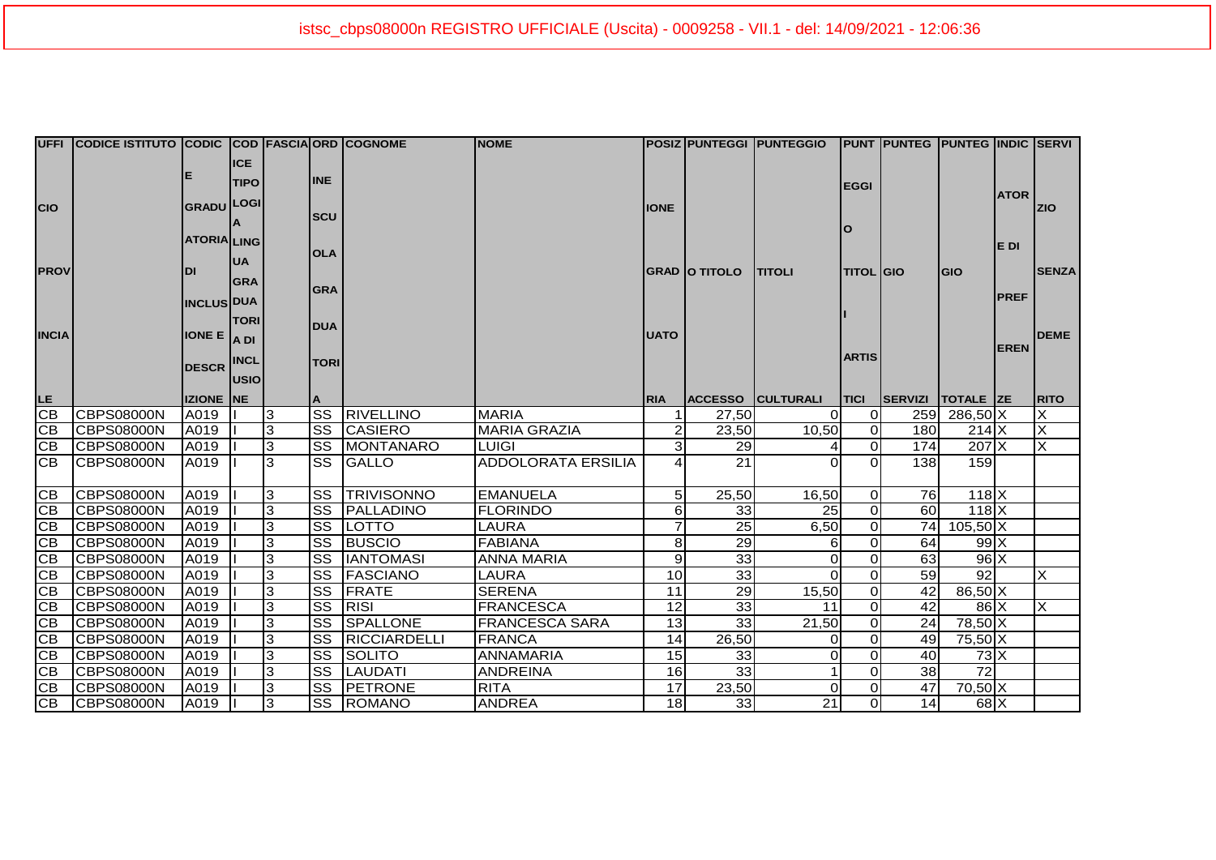istsc_cbps08000n REGISTRO UFFICIALE (Uscita) - 0009258 - VII.1 - del: 14/09/2021 - 12:06:36

| UFFICIO PROVINCIALE | CODICE ISTITUTO | CODICE GRADUATORIA DI INCLUSIONE E DESCRIZIONE | CODICE TIPOLOGIA LINGUA GRADUATORIA DI INCLUSIONE | FASCIA | ORDINE SCUOLA GRADUATORIA | COGNOME | NOME | POSIZIONE GRADUATORIA | PUNTEGGIO TITOLO ACCESSO | PUNTEGGIO TITOLI CULTURALI | PUNTEGGIO TITOLI ARTISTICI | PUNTEGGIO SERVIZI | PUNTEGGIO TOTALE | INDICATORE DI PREFERENZE | SERVIZIO SENZA DEMERITO |
|---|---|---|---|---|---|---|---|---|---|---|---|---|---|---|---|
| CB | CBPS08000N | A019 | I | 3 | SS | RIVELLINO | MARIA | 1 | 27,50 | 0 | 0 | 259 | 286,50 | X | X |
| CB | CBPS08000N | A019 | I | 3 | SS | CASIERO | MARIA GRAZIA | 2 | 23,50 | 10,50 | 0 | 180 | 214 | X | X |
| CB | CBPS08000N | A019 | I | 3 | SS | MONTANARO | LUIGI | 3 | 29 | 4 | 0 | 174 | 207 | X | X |
| CB | CBPS08000N | A019 | I | 3 | SS | GALLO | ADDOLORATA ERSILIA | 4 | 21 | 0 | 0 | 138 | 159 | | |
| CB | CBPS08000N | A019 | I | 3 | SS | TRIVISONNO | EMANUELA | 5 | 25,50 | 16,50 | 0 | 76 | 118 | X | |
| CB | CBPS08000N | A019 | I | 3 | SS | PALLADINO | FLORINDO | 6 | 33 | 25 | 0 | 60 | 118 | X | |
| CB | CBPS08000N | A019 | I | 3 | SS | LOTTO | LAURA | 7 | 25 | 6,50 | 0 | 74 | 105,50 | X | |
| CB | CBPS08000N | A019 | I | 3 | SS | BUSCIO | FABIANA | 8 | 29 | 6 | 0 | 64 | 99 | X | |
| CB | CBPS08000N | A019 | I | 3 | SS | IANTOMASI | ANNA MARIA | 9 | 33 | 0 | 0 | 63 | 96 | X | |
| CB | CBPS08000N | A019 | I | 3 | SS | FASCIANO | LAURA | 10 | 33 | 0 | 0 | 59 | 92 | | X |
| CB | CBPS08000N | A019 | I | 3 | SS | FRATE | SERENA | 11 | 29 | 15,50 | 0 | 42 | 86,50 | X | |
| CB | CBPS08000N | A019 | I | 3 | SS | RISI | FRANCESCA | 12 | 33 | 11 | 0 | 42 | 86 | X | X |
| CB | CBPS08000N | A019 | I | 3 | SS | SPALLONE | FRANCESCA SARA | 13 | 33 | 21,50 | 0 | 24 | 78,50 | X | |
| CB | CBPS08000N | A019 | I | 3 | SS | RICCIARDELLI | FRANCA | 14 | 26,50 | 0 | 0 | 49 | 75,50 | X | |
| CB | CBPS08000N | A019 | I | 3 | SS | SOLITO | ANNAMARIA | 15 | 33 | 0 | 0 | 40 | 73 | X | |
| CB | CBPS08000N | A019 | I | 3 | SS | LAUDATI | ANDREINA | 16 | 33 | 1 | 0 | 38 | 72 | | |
| CB | CBPS08000N | A019 | I | 3 | SS | PETRONE | RITA | 17 | 23,50 | 0 | 0 | 47 | 70,50 | X | |
| CB | CBPS08000N | A019 | I | 3 | SS | ROMANO | ANDREA | 18 | 33 | 21 | 0 | 14 | 68 | X | |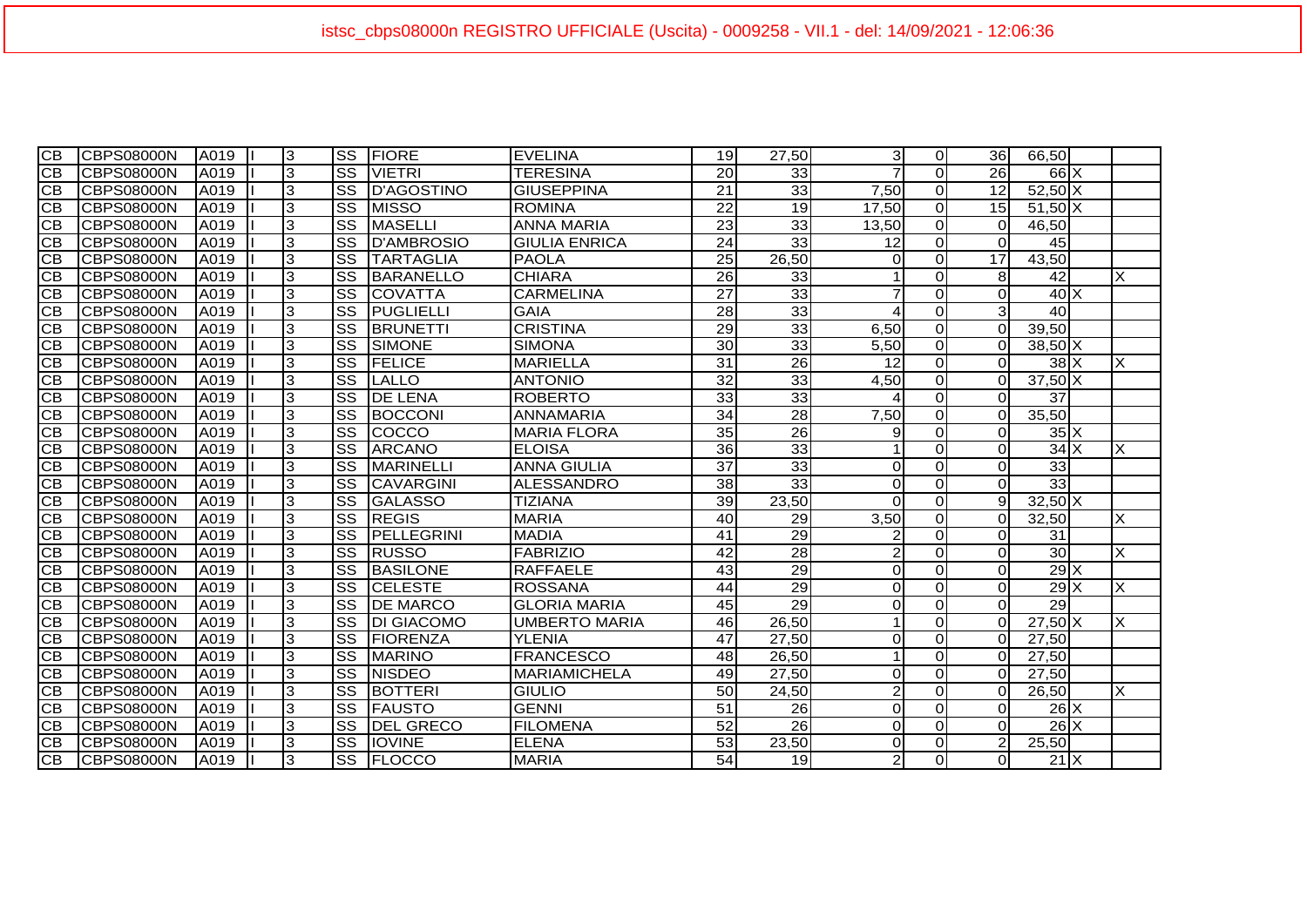| | | | | | | | | | | | | | | | |
|---|---|---|---|---|---|---|---|---|---|---|---|---|---|---|---|
| CB | CBPS08000N | A019 | I | 3 | SS | FIORE | EVELINA | 19 | 27,50 | 3 | 0 | 36 | 66,50 | | |
| CB | CBPS08000N | A019 | I | 3 | SS | VIETRI | TERESINA | 20 | 33 | 7 | 0 | 26 | 66 | X | |
| CB | CBPS08000N | A019 | I | 3 | SS | D'AGOSTINO | GIUSEPPINA | 21 | 33 | 7,50 | 0 | 12 | 52,50 | X | |
| CB | CBPS08000N | A019 | I | 3 | SS | MISSO | ROMINA | 22 | 19 | 17,50 | 0 | 15 | 51,50 | X | |
| CB | CBPS08000N | A019 | I | 3 | SS | MASELLI | ANNA MARIA | 23 | 33 | 13,50 | 0 | 0 | 46,50 | | |
| CB | CBPS08000N | A019 | I | 3 | SS | D'AMBROSIO | GIULIA ENRICA | 24 | 33 | 12 | 0 | 0 | 45 | | |
| CB | CBPS08000N | A019 | I | 3 | SS | TARTAGLIA | PAOLA | 25 | 26,50 | 0 | 0 | 17 | 43,50 | | |
| CB | CBPS08000N | A019 | I | 3 | SS | BARANELLO | CHIARA | 26 | 33 | 1 | 0 | 8 | 42 | | X |
| CB | CBPS08000N | A019 | I | 3 | SS | COVATTA | CARMELINA | 27 | 33 | 7 | 0 | 0 | 40 | X | |
| CB | CBPS08000N | A019 | I | 3 | SS | PUGLIELLI | GAIA | 28 | 33 | 4 | 0 | 3 | 40 | | |
| CB | CBPS08000N | A019 | I | 3 | SS | BRUNETTI | CRISTINA | 29 | 33 | 6,50 | 0 | 0 | 39,50 | | |
| CB | CBPS08000N | A019 | I | 3 | SS | SIMONE | SIMONA | 30 | 33 | 5,50 | 0 | 0 | 38,50 | X | |
| CB | CBPS08000N | A019 | I | 3 | SS | FELICE | MARIELLA | 31 | 26 | 12 | 0 | 0 | 38 | X | X |
| CB | CBPS08000N | A019 | I | 3 | SS | LALLO | ANTONIO | 32 | 33 | 4,50 | 0 | 0 | 37,50 | X | |
| CB | CBPS08000N | A019 | I | 3 | SS | DE LENA | ROBERTO | 33 | 33 | 4 | 0 | 0 | 37 | | |
| CB | CBPS08000N | A019 | I | 3 | SS | BOCCONI | ANNAMARIA | 34 | 28 | 7,50 | 0 | 0 | 35,50 | | |
| CB | CBPS08000N | A019 | I | 3 | SS | COCCO | MARIA FLORA | 35 | 26 | 9 | 0 | 0 | 35 | X | |
| CB | CBPS08000N | A019 | I | 3 | SS | ARCANO | ELOISA | 36 | 33 | 1 | 0 | 0 | 34 | X | X |
| CB | CBPS08000N | A019 | I | 3 | SS | MARINELLI | ANNA GIULIA | 37 | 33 | 0 | 0 | 0 | 33 | | |
| CB | CBPS08000N | A019 | I | 3 | SS | CAVARGINI | ALESSANDRO | 38 | 33 | 0 | 0 | 0 | 33 | | |
| CB | CBPS08000N | A019 | I | 3 | SS | GALASSO | TIZIANA | 39 | 23,50 | 0 | 0 | 9 | 32,50 | X | |
| CB | CBPS08000N | A019 | I | 3 | SS | REGIS | MARIA | 40 | 29 | 3,50 | 0 | 0 | 32,50 | | X |
| CB | CBPS08000N | A019 | I | 3 | SS | PELLEGRINI | MADIA | 41 | 29 | 2 | 0 | 0 | 31 | | |
| CB | CBPS08000N | A019 | I | 3 | SS | RUSSO | FABRIZIO | 42 | 28 | 2 | 0 | 0 | 30 | | X |
| CB | CBPS08000N | A019 | I | 3 | SS | BASILONE | RAFFAELE | 43 | 29 | 0 | 0 | 0 | 29 | X | |
| CB | CBPS08000N | A019 | I | 3 | SS | CELESTE | ROSSANA | 44 | 29 | 0 | 0 | 0 | 29 | X | X |
| CB | CBPS08000N | A019 | I | 3 | SS | DE MARCO | GLORIA MARIA | 45 | 29 | 0 | 0 | 0 | 29 | | |
| CB | CBPS08000N | A019 | I | 3 | SS | DI GIACOMO | UMBERTO MARIA | 46 | 26,50 | 1 | 0 | 0 | 27,50 | X | X |
| CB | CBPS08000N | A019 | I | 3 | SS | FIORENZA | YLENIA | 47 | 27,50 | 0 | 0 | 0 | 27,50 | | |
| CB | CBPS08000N | A019 | I | 3 | SS | MARINO | FRANCESCO | 48 | 26,50 | 1 | 0 | 0 | 27,50 | | |
| CB | CBPS08000N | A019 | I | 3 | SS | NISDEO | MARIAMICHELA | 49 | 27,50 | 0 | 0 | 0 | 27,50 | | |
| CB | CBPS08000N | A019 | I | 3 | SS | BOTTERI | GIULIO | 50 | 24,50 | 2 | 0 | 0 | 26,50 | | X |
| CB | CBPS08000N | A019 | I | 3 | SS | FAUSTO | GENNI | 51 | 26 | 0 | 0 | 0 | 26 | X | |
| CB | CBPS08000N | A019 | I | 3 | SS | DEL GRECO | FILOMENA | 52 | 26 | 0 | 0 | 0 | 26 | X | |
| CB | CBPS08000N | A019 | I | 3 | SS | IOVINE | ELENA | 53 | 23,50 | 0 | 0 | 2 | 25,50 | | |
| CB | CBPS08000N | A019 | I | 3 | SS | FLOCCO | MARIA | 54 | 19 | 2 | 0 | 0 | 21 | X | |